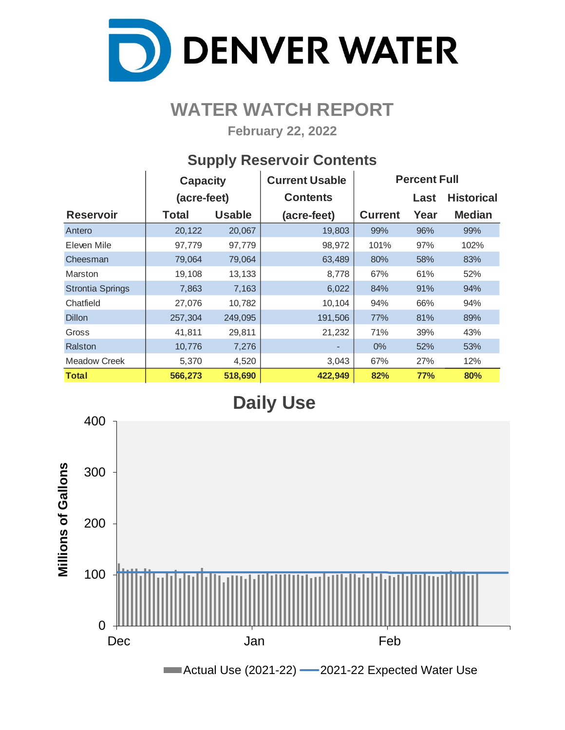DENVER WATER

# WATER WATCH REPORT

February 22, 2022

## Supply Reservoir Contents

| Reservoir | Capacity (acre-feet) Total | Usable | Current Usable Contents (acre-feet) | Percent Full Current | Last Year | Historical Median |
|---|---|---|---|---|---|---|
| Antero | 20,122 | 20,067 | 19,803 | 99% | 96% | 99% |
| Eleven Mile | 97,779 | 97,779 | 98,972 | 101% | 97% | 102% |
| Cheesman | 79,064 | 79,064 | 63,489 | 80% | 58% | 83% |
| Marston | 19,108 | 13,133 | 8,778 | 67% | 61% | 52% |
| Strontia Springs | 7,863 | 7,163 | 6,022 | 84% | 91% | 94% |
| Chatfield | 27,076 | 10,782 | 10,104 | 94% | 66% | 94% |
| Dillon | 257,304 | 249,095 | 191,506 | 77% | 81% | 89% |
| Gross | 41,811 | 29,811 | 21,232 | 71% | 39% | 43% |
| Ralston | 10,776 | 7,276 | - | 0% | 52% | 53% |
| Meadow Creek | 5,370 | 4,520 | 3,043 | 67% | 27% | 12% |
| **Total** | **566,273** | **518,690** | **422,949** | **82%** | **77%** | **80%** |

## Daily Use

Millions of Gallons

400
300
200
100
0

Dec
Jan
Feb

Actual Use (2021-22)
2021-22 Expected Water Use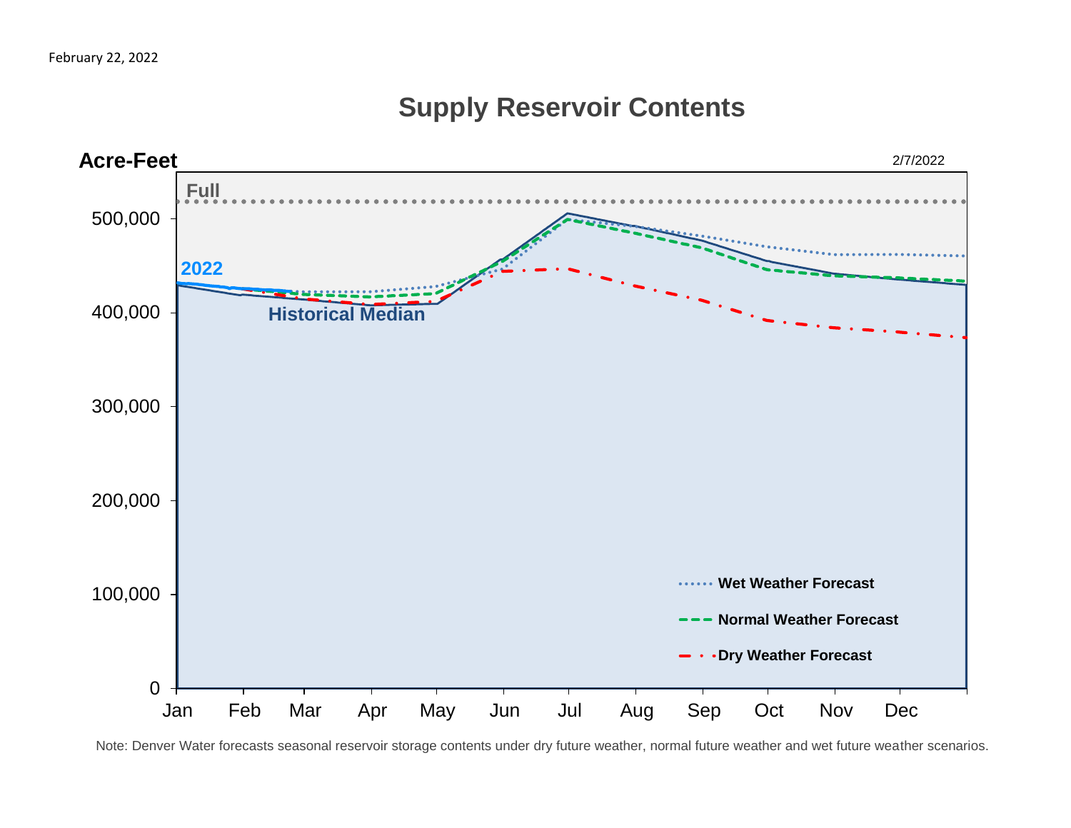February 22, 2022

# Supply Reservoir Contents

Acre-Feet

2/7/2022

Full

2022

Historical Median

500,000
400,000
300,000
200,000
100,000
0

Jan Feb Mar Apr May Jun Jul Aug Sep Oct Nov Dec

Wet Weather Forecast

Normal Weather Forecast

Dry Weather Forecast

Note: Denver Water forecasts seasonal reservoir storage contents under dry future weather, normal future weather and wet future weather scenarios.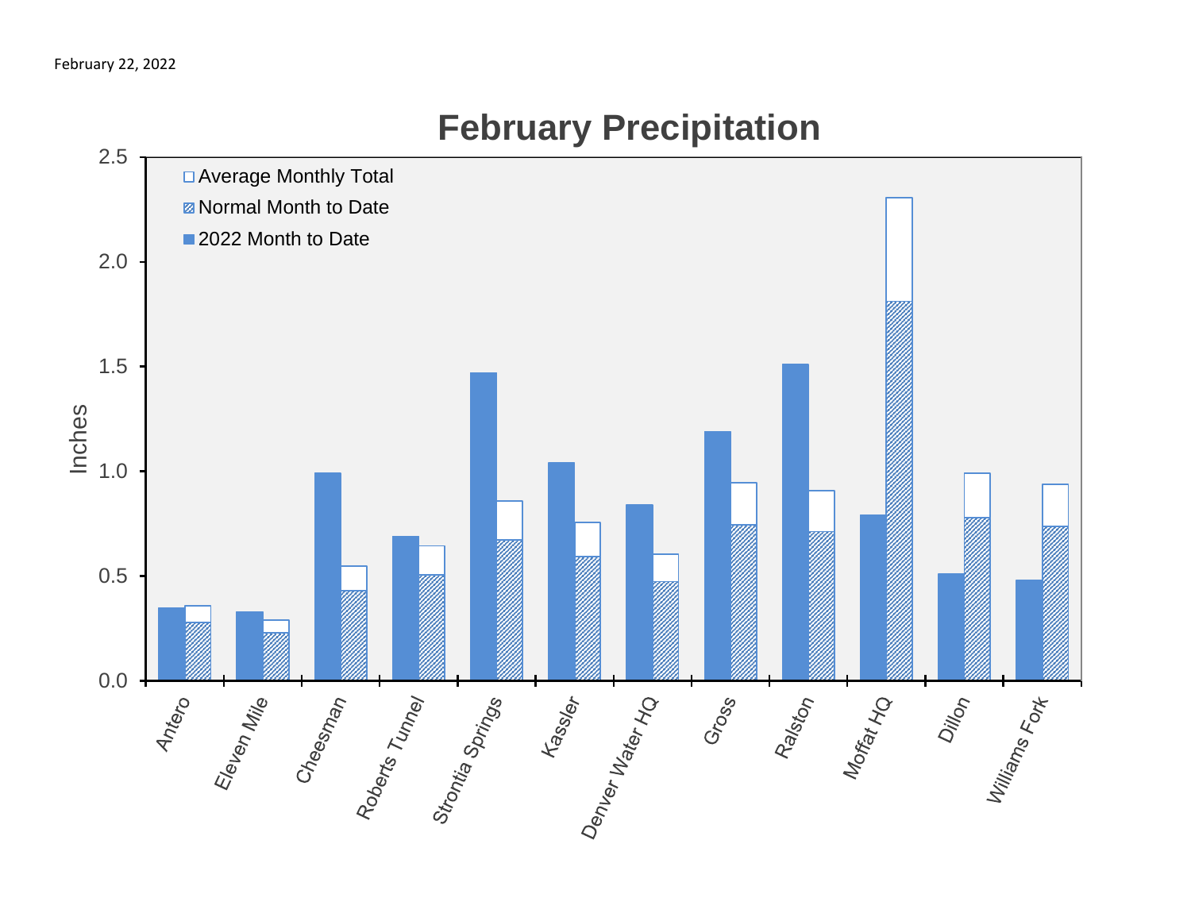February 22, 2022

# February Precipitation

Average Monthly Total
Normal Month to Date
2022 Month to Date

Inches

2.5
2.0
1.5
1.0
0.5
0.0

Antero
Eleven Mile
Cheesman
Roberts Tunnel
Strontia Springs
Kassler
Denver Water HQ
Gross
Ralston
Moffat HQ
Dillon
Williams Fork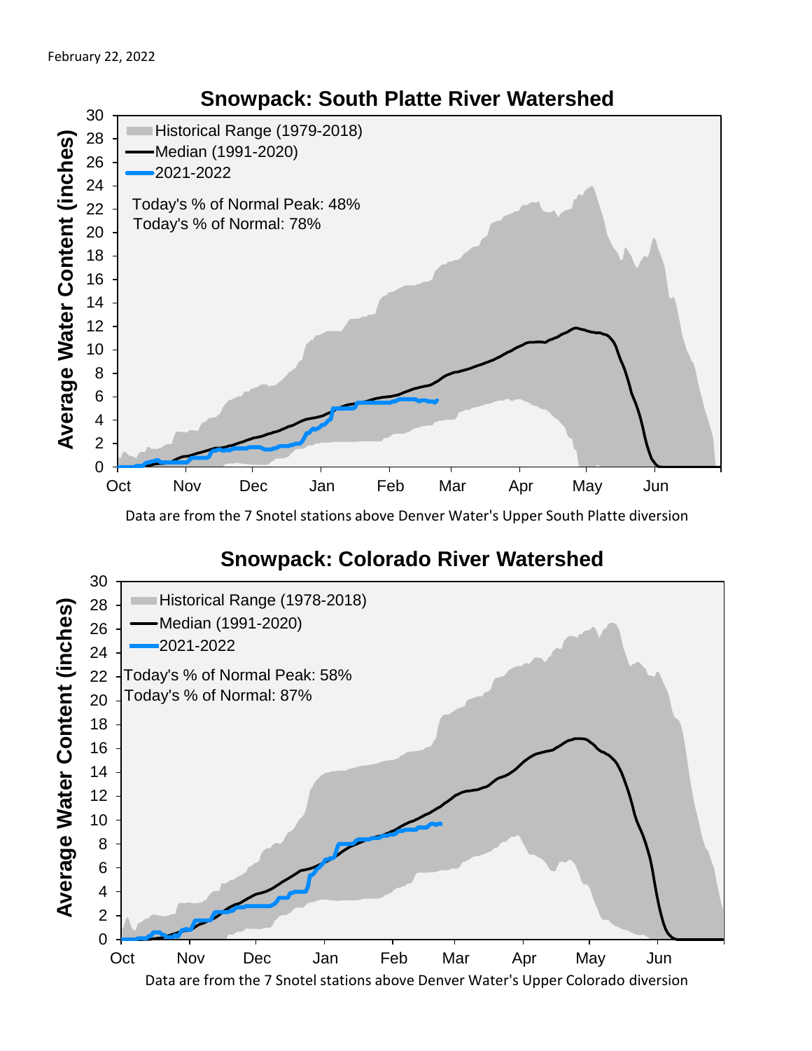February 22, 2022

## Snowpack: South Platte River Watershed

Average Water Content (inches)

30
28
26
24
22
20
18
16
14
12
10
8
6
4
2
0

Oct Nov Dec Jan Feb Mar Apr May Jun

Historical Range (1979-2018)
Median (1991-2020)
2021-2022

Today's % of Normal Peak: 48%
Today's % of Normal: 78%

Data are from the 7 Snotel stations above Denver Water's Upper South Platte diversion

## Snowpack: Colorado River Watershed

Average Water Content (inches)

30
28
26
24
22
20
18
16
14
12
10
8
6
4
2
0

Oct Nov Dec Jan Feb Mar Apr May Jun

Historical Range (1978-2018)
Median (1991-2020)
2021-2022

Today's % of Normal Peak: 58%
Today's % of Normal: 87%

Data are from the 7 Snotel stations above Denver Water's Upper Colorado diversion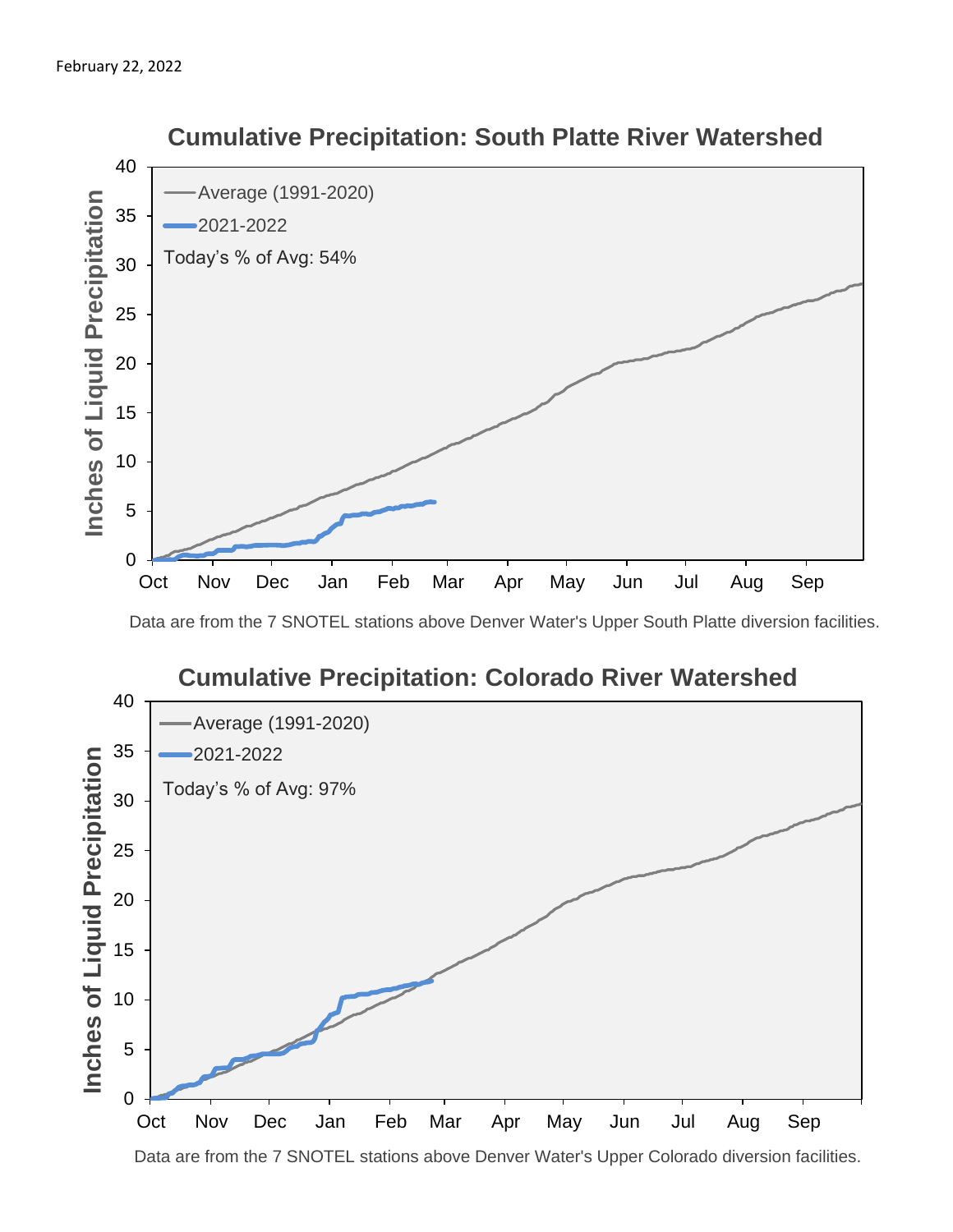February 22, 2022

## Cumulative Precipitation: South Platte River Watershed

Inches of Liquid Precipitation

0
5
10
15
20
25
30
35
40

Oct
Nov
Dec
Jan
Feb
Mar
Apr
May
Jun
Jul
Aug
Sep

Average (1991-2020)

2021-2022

Today's % of Avg: 54%

Data are from the 7 SNOTEL stations above Denver Water's Upper South Platte diversion facilities.

## Cumulative Precipitation: Colorado River Watershed

Inches of Liquid Precipitation

0
5
10
15
20
25
30
35
40

Oct
Nov
Dec
Jan
Feb
Mar
Apr
May
Jun
Jul
Aug
Sep

Average (1991-2020)

2021-2022

Today's % of Avg: 97%

Data are from the 7 SNOTEL stations above Denver Water's Upper Colorado diversion facilities.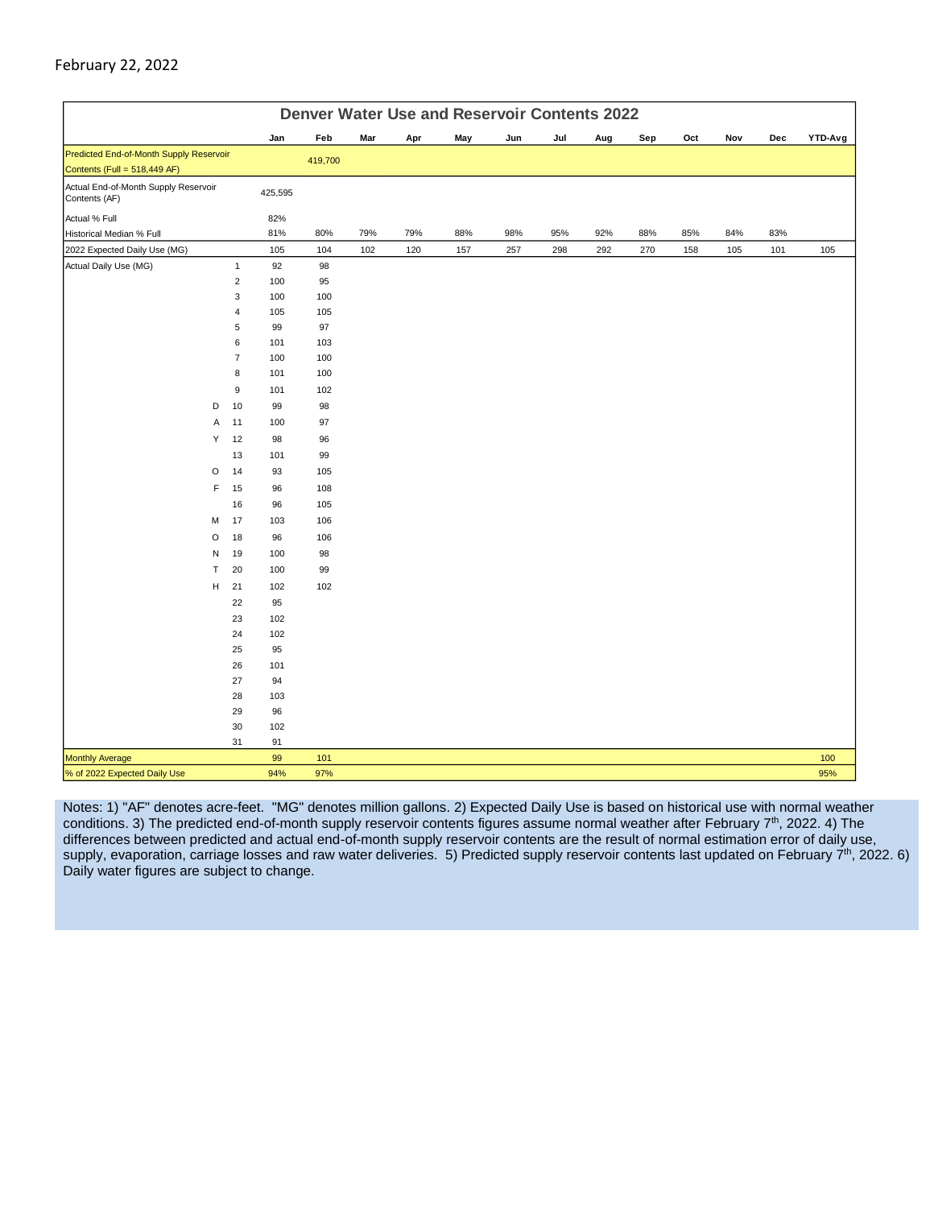February 22, 2022

| Denver Water Use and Reservoir Contents 2022 | | Jan | Feb | Mar | Apr | May | Jun | Jul | Aug | Sep | Oct | Nov | Dec | YTD-Avg |
|---|---|---|---|---|---|---|---|---|---|---|---|---|---|---|
| Predicted End-of-Month Supply Reservoir Contents (Full = 518,449 AF) | | | 419,700 | | | | | | | | | | | |
| Actual End-of-Month Supply Reservoir Contents (AF) | | 425,595 | | | | | | | | | | | | |
| Actual % Full | | 82% | | | | | | | | | | | | |
| Historical Median % Full | | 81% | 80% | 79% | 79% | 88% | 98% | 95% | 92% | 88% | 85% | 84% | 83% | |
| 2022 Expected Daily Use (MG) | | 105 | 104 | 102 | 120 | 157 | 257 | 298 | 292 | 270 | 158 | 105 | 101 | 105 |
| Actual Daily Use (MG) | 1 | 92 | 98 | | | | | | | | | | | |
| | 2 | 100 | 95 | | | | | | | | | | | |
| | 3 | 100 | 100 | | | | | | | | | | | |
| | 4 | 105 | 105 | | | | | | | | | | | |
| | 5 | 99 | 97 | | | | | | | | | | | |
| | 6 | 101 | 103 | | | | | | | | | | | |
| | 7 | 100 | 100 | | | | | | | | | | | |
| | 8 | 101 | 100 | | | | | | | | | | | |
| | 9 | 101 | 102 | | | | | | | | | | | |
| D | 10 | 99 | 98 | | | | | | | | | | | |
| A | 11 | 100 | 97 | | | | | | | | | | | |
| Y | 12 | 98 | 96 | | | | | | | | | | | |
| | 13 | 101 | 99 | | | | | | | | | | | |
| O | 14 | 93 | 105 | | | | | | | | | | | |
| F | 15 | 96 | 108 | | | | | | | | | | | |
| | 16 | 96 | 105 | | | | | | | | | | | |
| M | 17 | 103 | 106 | | | | | | | | | | | |
| O | 18 | 96 | 106 | | | | | | | | | | | |
| N | 19 | 100 | 98 | | | | | | | | | | | |
| T | 20 | 100 | 99 | | | | | | | | | | | |
| H | 21 | 102 | 102 | | | | | | | | | | | |
| | 22 | 95 | | | | | | | | | | | | |
| | 23 | 102 | | | | | | | | | | | | |
| | 24 | 102 | | | | | | | | | | | | |
| | 25 | 95 | | | | | | | | | | | | |
| | 26 | 101 | | | | | | | | | | | | |
| | 27 | 94 | | | | | | | | | | | | |
| | 28 | 103 | | | | | | | | | | | | |
| | 29 | 96 | | | | | | | | | | | | |
| | 30 | 102 | | | | | | | | | | | | |
| | 31 | 91 | | | | | | | | | | | | |
| Monthly Average | | 99 | 101 | | | | | | | | | | | 100 |
| % of 2022 Expected Daily Use | | 94% | 97% | | | | | | | | | | | 95% |

Notes: 1) "AF" denotes acre-feet. "MG" denotes million gallons. 2) Expected Daily Use is based on historical use with normal weather conditions. 3) The predicted end-of-month supply reservoir contents figures assume normal weather after February 7th, 2022. 4) The differences between predicted and actual end-of-month supply reservoir contents are the result of normal estimation error of daily use, supply, evaporation, carriage losses and raw water deliveries. 5) Predicted supply reservoir contents last updated on February 7th, 2022. 6) Daily water figures are subject to change.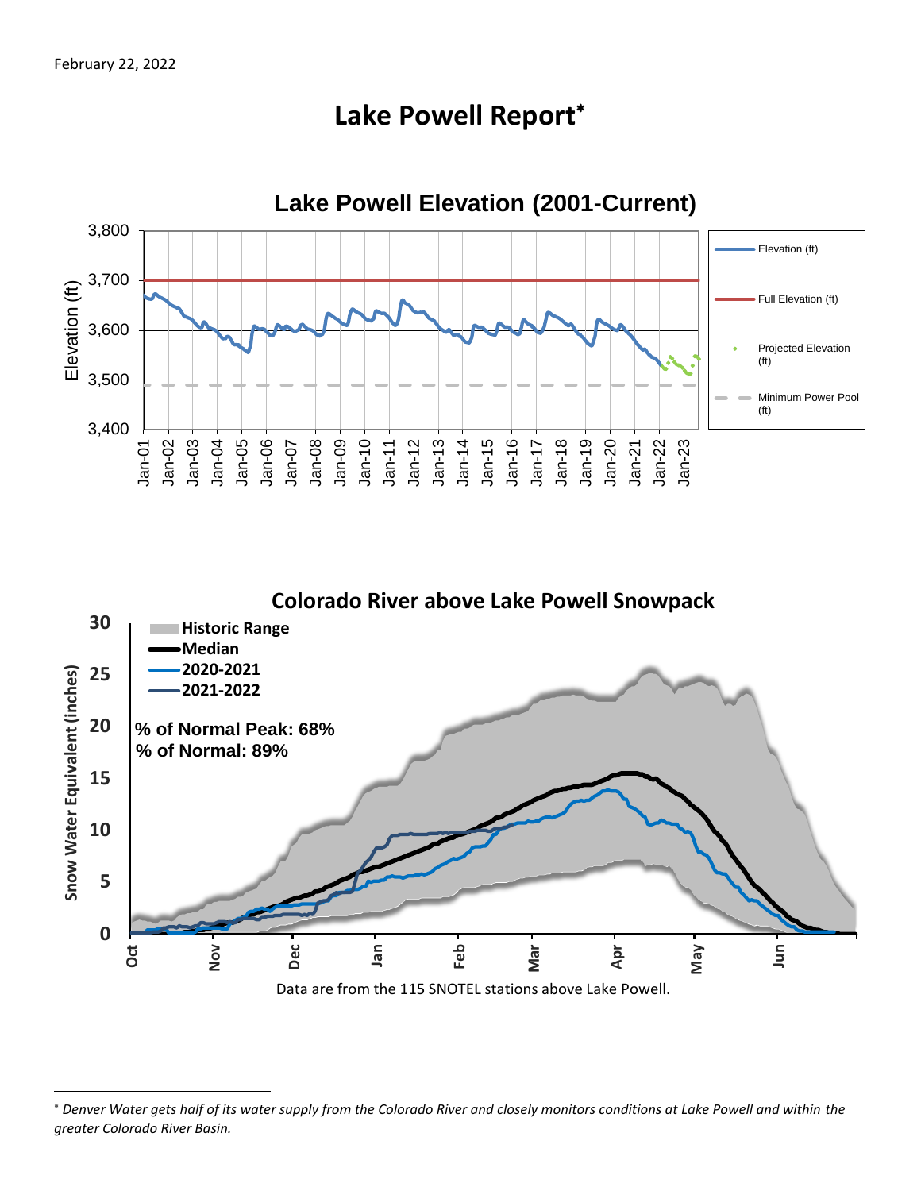February 22, 2022

# Lake Powell Report*

## Lake Powell Elevation (2001-Current)

3,800
3,700
3,600
3,500
3,400

Elevation (ft)

Jan-01 Jan-02 Jan-03 Jan-04 Jan-05 Jan-06 Jan-07 Jan-08 Jan-09 Jan-10 Jan-11 Jan-12 Jan-13 Jan-14 Jan-15 Jan-16 Jan-17 Jan-18 Jan-19 Jan-20 Jan-21 Jan-22 Jan-23

Elevation (ft)
Full Elevation (ft)
Projected Elevation (ft)
Minimum Power Pool (ft)

## Colorado River above Lake Powell Snowpack

Historic Range
Median
2020-2021
2021-2022

% of Normal Peak: 68%
% of Normal: 89%

Snow Water Equivalent (inches)

30
25
20
15
10
5
0

Oct Nov Dec Jan Feb Mar Apr May Jun

Data are from the 115 SNOTEL stations above Lake Powell.

---

* *Denver Water gets half of its water supply from the Colorado River and closely monitors conditions at Lake Powell and within the greater Colorado River Basin.*